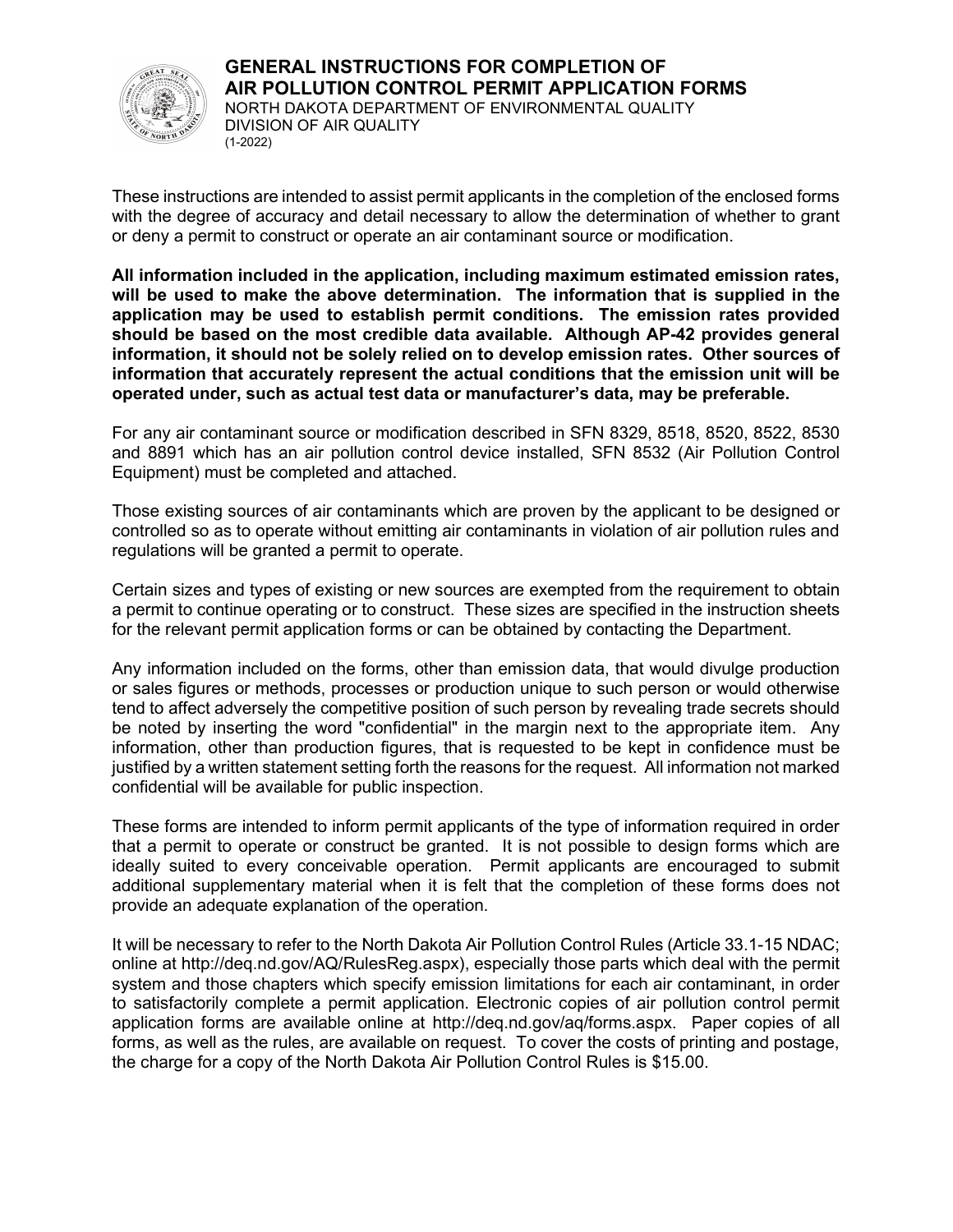# GENERAL INSTRUCTIONS FOR COMPLETION OF AIR POLLUTION CONTROL PERMIT APPLICATION FORMS

NORTH DAKOTA DEPARTMENT OF ENVIRONMENTAL QUALITY
DIVISION OF AIR QUALITY
(1-2022)

These instructions are intended to assist permit applicants in the completion of the enclosed forms with the degree of accuracy and detail necessary to allow the determination of whether to grant or deny a permit to construct or operate an air contaminant source or modification.

**All information included in the application, including maximum estimated emission rates, will be used to make the above determination. The information that is supplied in the application may be used to establish permit conditions. The emission rates provided should be based on the most credible data available. Although AP-42 provides general information, it should not be solely relied on to develop emission rates. Other sources of information that accurately represent the actual conditions that the emission unit will be operated under, such as actual test data or manufacturer's data, may be preferable.**

For any air contaminant source or modification described in SFN 8329, 8518, 8520, 8522, 8530 and 8891 which has an air pollution control device installed, SFN 8532 (Air Pollution Control Equipment) must be completed and attached.

Those existing sources of air contaminants which are proven by the applicant to be designed or controlled so as to operate without emitting air contaminants in violation of air pollution rules and regulations will be granted a permit to operate.

Certain sizes and types of existing or new sources are exempted from the requirement to obtain a permit to continue operating or to construct. These sizes are specified in the instruction sheets for the relevant permit application forms or can be obtained by contacting the Department.

Any information included on the forms, other than emission data, that would divulge production or sales figures or methods, processes or production unique to such person or would otherwise tend to affect adversely the competitive position of such person by revealing trade secrets should be noted by inserting the word "confidential" in the margin next to the appropriate item. Any information, other than production figures, that is requested to be kept in confidence must be justified by a written statement setting forth the reasons for the request. All information not marked confidential will be available for public inspection.

These forms are intended to inform permit applicants of the type of information required in order that a permit to operate or construct be granted. It is not possible to design forms which are ideally suited to every conceivable operation. Permit applicants are encouraged to submit additional supplementary material when it is felt that the completion of these forms does not provide an adequate explanation of the operation.

It will be necessary to refer to the North Dakota Air Pollution Control Rules (Article 33.1-15 NDAC; online at http://deq.nd.gov/AQ/RulesReg.aspx), especially those parts which deal with the permit system and those chapters which specify emission limitations for each air contaminant, in order to satisfactorily complete a permit application. Electronic copies of air pollution control permit application forms are available online at http://deq.nd.gov/aq/forms.aspx. Paper copies of all forms, as well as the rules, are available on request. To cover the costs of printing and postage, the charge for a copy of the North Dakota Air Pollution Control Rules is $15.00.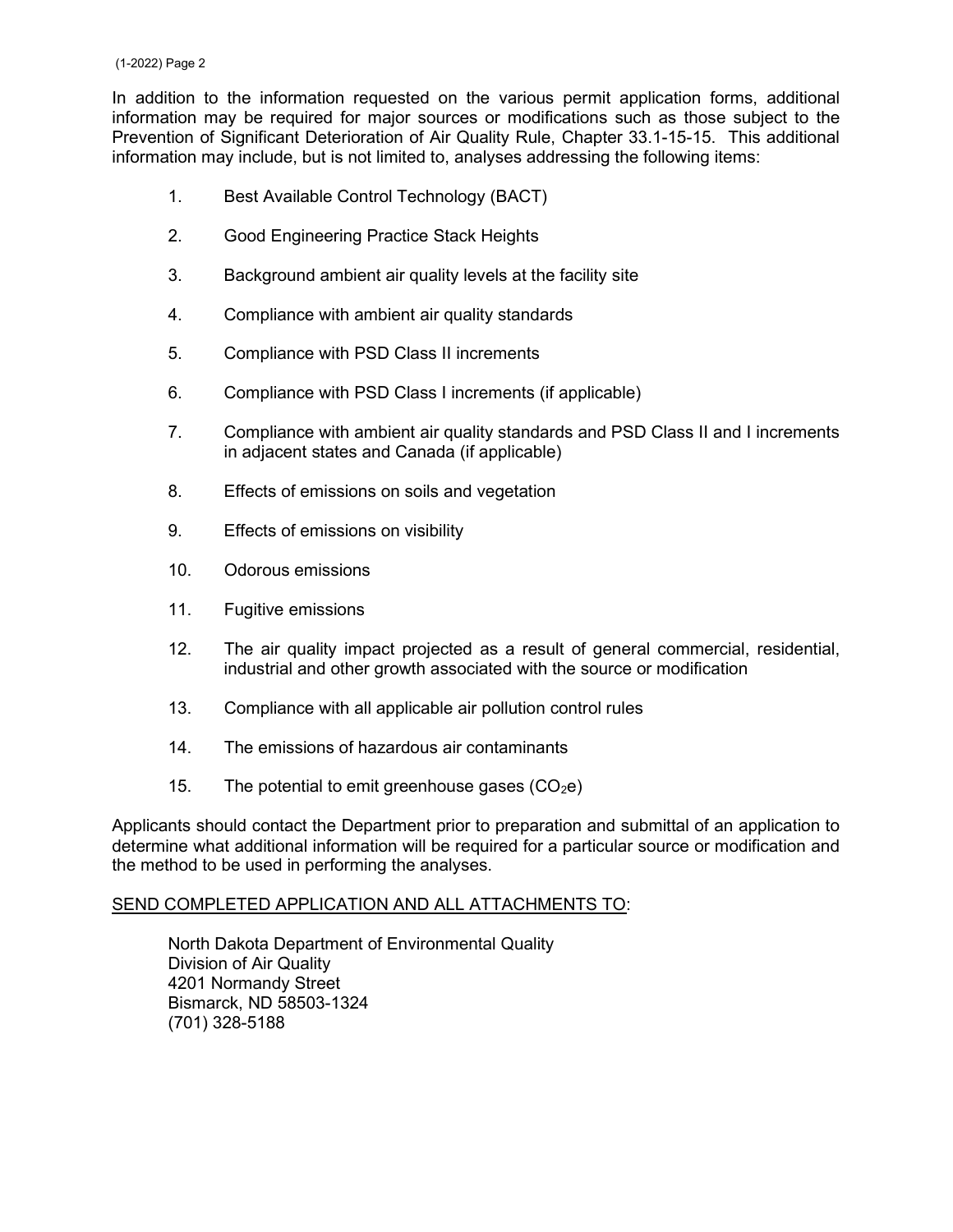In addition to the information requested on the various permit application forms, additional information may be required for major sources or modifications such as those subject to the Prevention of Significant Deterioration of Air Quality Rule, Chapter 33.1-15-15. This additional information may include, but is not limited to, analyses addressing the following items:

1. Best Available Control Technology (BACT)
2. Good Engineering Practice Stack Heights
3. Background ambient air quality levels at the facility site
4. Compliance with ambient air quality standards
5. Compliance with PSD Class II increments
6. Compliance with PSD Class I increments (if applicable)
7. Compliance with ambient air quality standards and PSD Class II and I increments in adjacent states and Canada (if applicable)
8. Effects of emissions on soils and vegetation
9. Effects of emissions on visibility
10. Odorous emissions
11. Fugitive emissions
12. The air quality impact projected as a result of general commercial, residential, industrial and other growth associated with the source or modification
13. Compliance with all applicable air pollution control rules
14. The emissions of hazardous air contaminants
15. The potential to emit greenhouse gases ($CO_2e$)

Applicants should contact the Department prior to preparation and submittal of an application to determine what additional information will be required for a particular source or modification and the method to be used in performing the analyses.

<u>SEND COMPLETED APPLICATION AND ALL ATTACHMENTS TO</u>:

North Dakota Department of Environmental Quality
Division of Air Quality
4201 Normandy Street
Bismarck, ND 58503-1324
(701) 328-5188